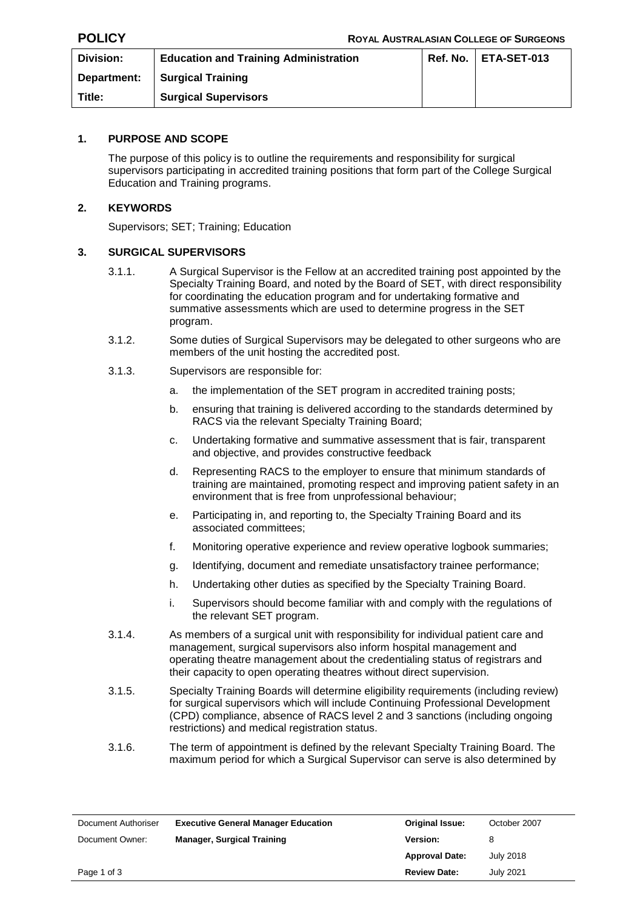**POLICY** **ROYAL AUSTRALASIAN COLLEGE OF SURGEONS**

| Division: | Education and Training Administration | Ref. No. | ETA-SET-013 |
|---|---|---|---|
| Department: | Surgical Training | | |
| Title: | Surgical Supervisors | | |

## 1. PURPOSE AND SCOPE

The purpose of this policy is to outline the requirements and responsibility for surgical supervisors participating in accredited training positions that form part of the College Surgical Education and Training programs.

## 2. KEYWORDS

Supervisors; SET; Training; Education

## 3. SURGICAL SUPERVISORS

3.1.1. A Surgical Supervisor is the Fellow at an accredited training post appointed by the Specialty Training Board, and noted by the Board of SET, with direct responsibility for coordinating the education program and for undertaking formative and summative assessments which are used to determine progress in the SET program.

3.1.2. Some duties of Surgical Supervisors may be delegated to other surgeons who are members of the unit hosting the accredited post.

3.1.3. Supervisors are responsible for:

a. the implementation of the SET program in accredited training posts;

b. ensuring that training is delivered according to the standards determined by RACS via the relevant Specialty Training Board;

c. Undertaking formative and summative assessment that is fair, transparent and objective, and provides constructive feedback

d. Representing RACS to the employer to ensure that minimum standards of training are maintained, promoting respect and improving patient safety in an environment that is free from unprofessional behaviour;

e. Participating in, and reporting to, the Specialty Training Board and its associated committees;

f. Monitoring operative experience and review operative logbook summaries;

g. Identifying, document and remediate unsatisfactory trainee performance;

h. Undertaking other duties as specified by the Specialty Training Board.

i. Supervisors should become familiar with and comply with the regulations of the relevant SET program.

3.1.4. As members of a surgical unit with responsibility for individual patient care and management, surgical supervisors also inform hospital management and operating theatre management about the credentialing status of registrars and their capacity to open operating theatres without direct supervision.

3.1.5. Specialty Training Boards will determine eligibility requirements (including review) for surgical supervisors which will include Continuing Professional Development (CPD) compliance, absence of RACS level 2 and 3 sanctions (including ongoing restrictions) and medical registration status.

3.1.6. The term of appointment is defined by the relevant Specialty Training Board. The maximum period for which a Surgical Supervisor can serve is also determined by

| Document Authoriser | Executive General Manager Education | Original Issue: | October 2007 |
|---|---|---|---|
| Document Owner: | Manager, Surgical Training | Version: | 8 |
| | | Approval Date: | July 2018 |
| | | Review Date: | July 2021 |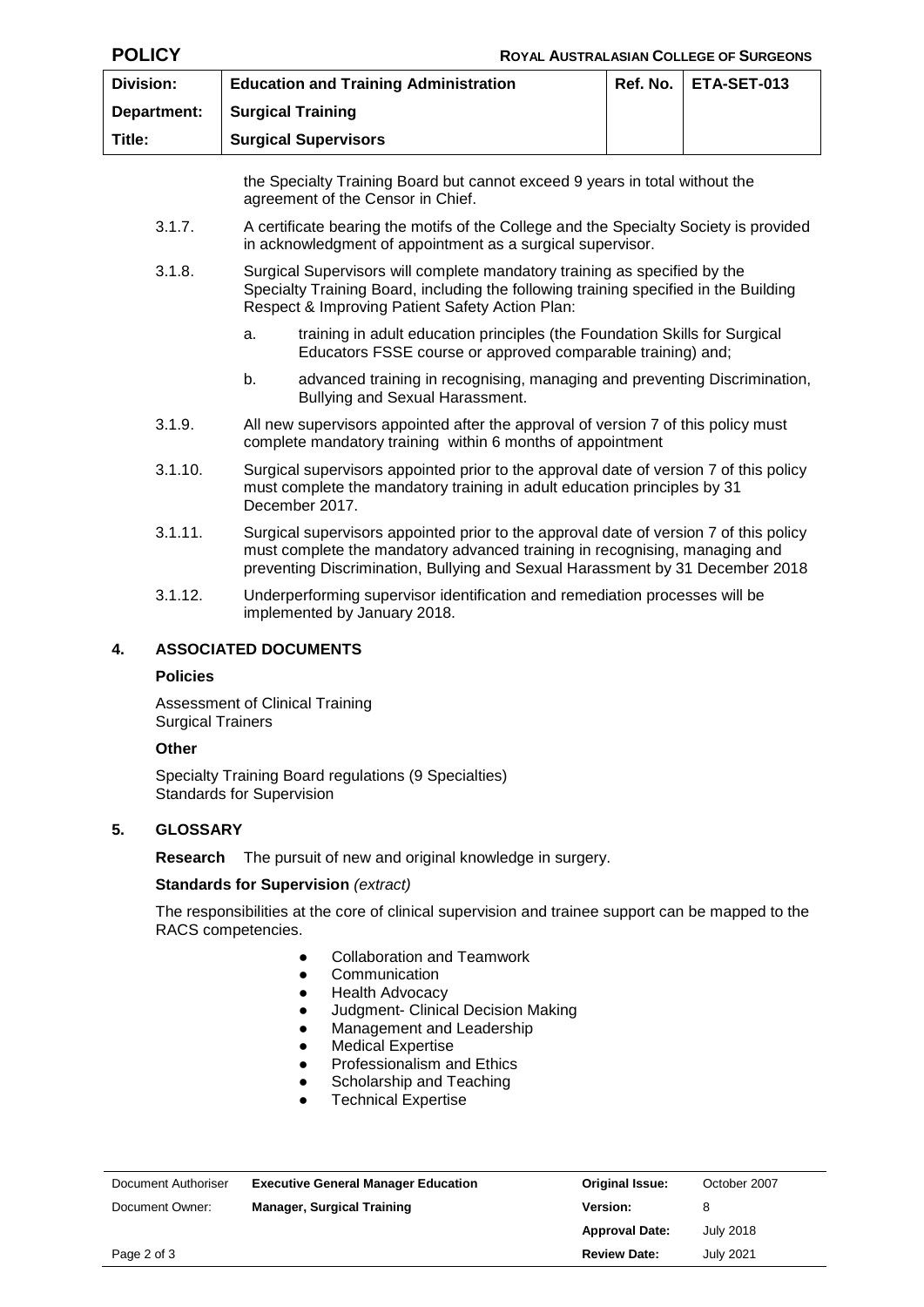the Specialty Training Board but cannot exceed 9 years in total without the agreement of the Censor in Chief.

3.1.7. A certificate bearing the motifs of the College and the Specialty Society is provided in acknowledgment of appointment as a surgical supervisor.

3.1.8. Surgical Supervisors will complete mandatory training as specified by the Specialty Training Board, including the following training specified in the Building Respect & Improving Patient Safety Action Plan:

a. training in adult education principles (the Foundation Skills for Surgical Educators FSSE course or approved comparable training) and;

b. advanced training in recognising, managing and preventing Discrimination, Bullying and Sexual Harassment.

3.1.9. All new supervisors appointed after the approval of version 7 of this policy must complete mandatory training within 6 months of appointment

3.1.10. Surgical supervisors appointed prior to the approval date of version 7 of this policy must complete the mandatory training in adult education principles by 31 December 2017.

3.1.11. Surgical supervisors appointed prior to the approval date of version 7 of this policy must complete the mandatory advanced training in recognising, managing and preventing Discrimination, Bullying and Sexual Harassment by 31 December 2018

3.1.12. Underperforming supervisor identification and remediation processes will be implemented by January 2018.

## 4. ASSOCIATED DOCUMENTS

**Policies**

Assessment of Clinical Training
Surgical Trainers

**Other**

Specialty Training Board regulations (9 Specialties)
Standards for Supervision

## 5. GLOSSARY

**Research** The pursuit of new and original knowledge in surgery.

**Standards for Supervision** *(extract)*

The responsibilities at the core of clinical supervision and trainee support can be mapped to the RACS competencies.

- Collaboration and Teamwork
- Communication
- Health Advocacy
- Judgment- Clinical Decision Making
- Management and Leadership
- Medical Expertise
- Professionalism and Ethics
- Scholarship and Teaching
- Technical Expertise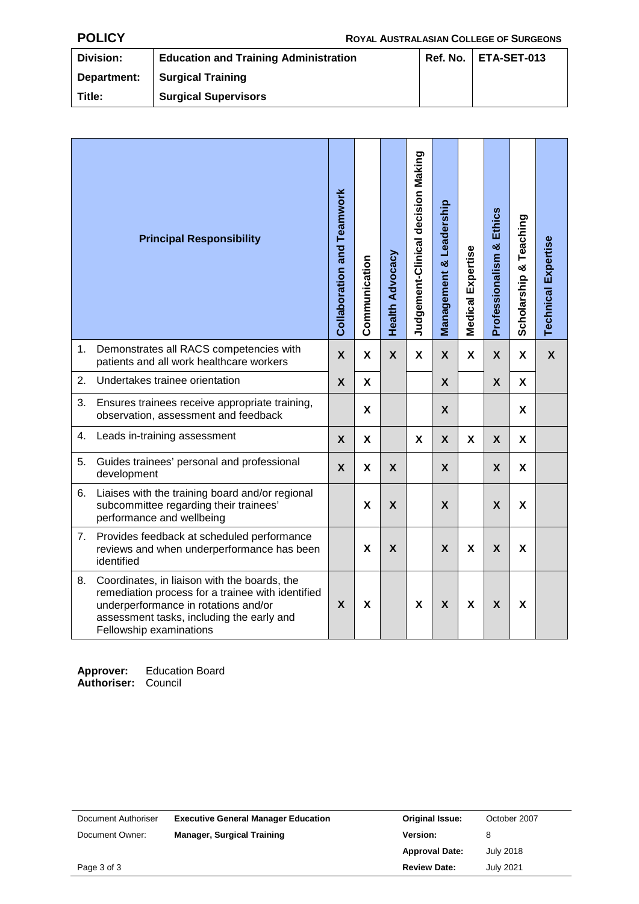| Principal Responsibility | Collaboration and Teamwork | Communication | Health Advocacy | Judgement-Clinical decision Making | Management & Leadership | Medical Expertise | Professionalism & Ethics | Scholarship & Teaching | Technical Expertise |
|---|---|---|---|---|---|---|---|---|---|
| 1. Demonstrates all RACS competencies with patients and all work healthcare workers | X | X | X | X | X | X | X | X | X |
| 2. Undertakes trainee orientation | X | X | | | X | | X | X | |
| 3. Ensures trainees receive appropriate training, observation, assessment and feedback | | X | | | X | | | X | |
| 4. Leads in-training assessment | X | X | | X | X | X | X | X | |
| 5. Guides trainees' personal and professional development | X | X | X | | X | | X | X | |
| 6. Liaises with the training board and/or regional subcommittee regarding their trainees' performance and wellbeing | | X | X | | X | | X | X | |
| 7. Provides feedback at scheduled performance reviews and when underperformance has been identified | | X | X | | X | X | X | X | |
| 8. Coordinates, in liaison with the boards, the remediation process for a trainee with identified underperformance in rotations and/or assessment tasks, including the early and Fellowship examinations | X | X | | X | X | X | X | X | |

**Approver:** Education Board
**Authoriser:** Council